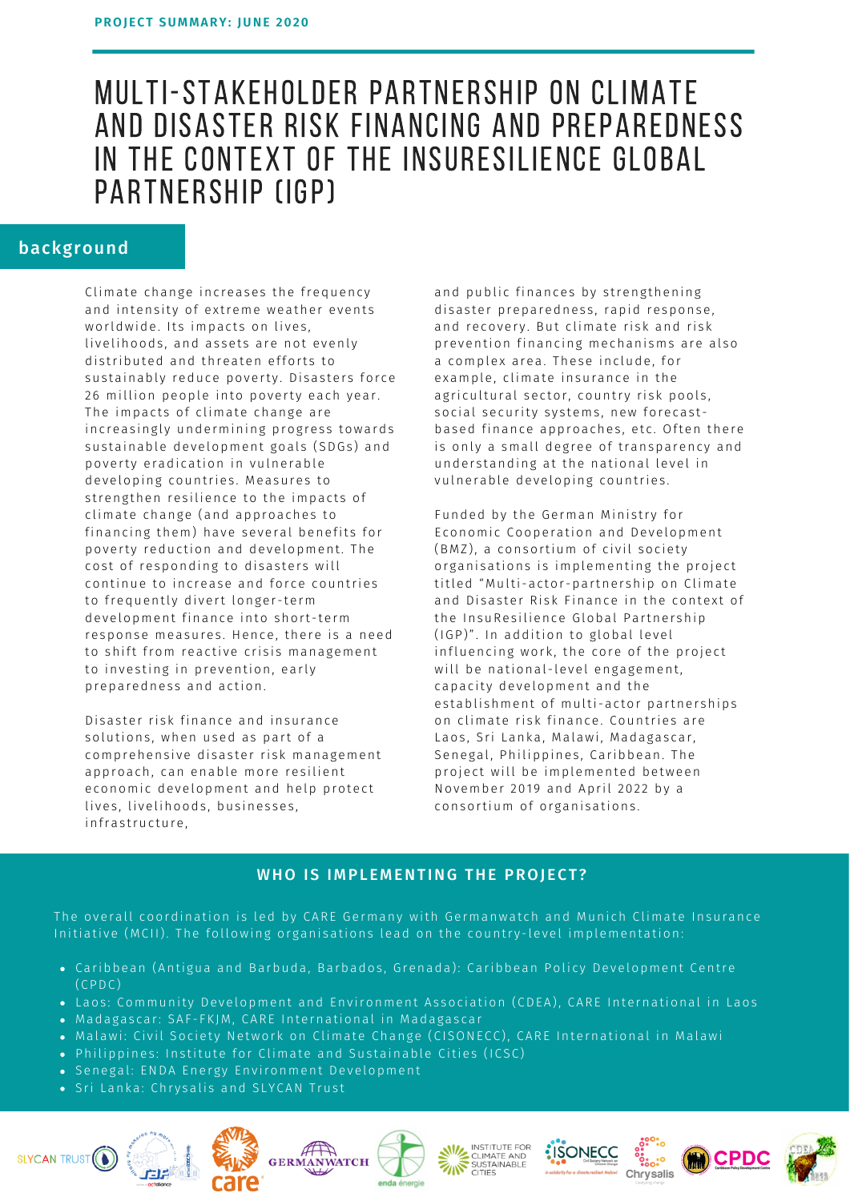**PROJECT SUMMARY: JUNE 2020**

# MULTI-STAKEHOLDER PARTNERSHIP ON CLIMATE AND DISASTER RISK FINANCING AND PREPAREDNESS IN THE CONTEXT OF THE INSURESILIENCE GLOBAL PARTNERSHIP (IGP)

## background

Climate change increases the frequency and intensity of extreme weather events worldwide. Its impacts on lives, livelihoods, and assets are not evenly distributed and threaten efforts to sustainably reduce poverty. Disasters force 26 million people into poverty each year. The impacts of climate change are increasingly undermining progress towards sustainable development goals (SDGs) and poverty eradication in vulnerable developing countries. Measures to strengthen resilience to the impacts of climate change (and approaches to financing them) have several benefits for poverty reduction and development. The cost of responding to disasters will continue to increase and force countries to frequently divert longer-term development finance into short-term response measures. Hence, there is a need to shift from reactive crisis management to investing in prevention, early preparedness and action.

Disaster risk finance and insurance solutions, when used as part of a comprehensive disaster risk management approach, can enable more resilient economic development and help protect lives, livelihoods, businesses, infrastructure, and public finances by strengthening disaster preparedness, rapid response, and recovery. But climate risk and risk prevention financing mechanisms are also a complex area. These include, for example, climate insurance in the agricultural sector, country risk pools, social security systems, new forecast-based finance approaches, etc. Often there is only a small degree of transparency and understanding at the national level in vulnerable developing countries.

Funded by the German Ministry for Economic Cooperation and Development (BMZ), a consortium of civil society organisations is implementing the project titled "Multi-actor-partnership on Climate and Disaster Risk Finance in the context of the InsuResilience Global Partnership (IGP)". In addition to global level influencing work, the core of the project will be national-level engagement, capacity development and the establishment of multi-actor partnerships on climate risk finance. Countries are Laos, Sri Lanka, Malawi, Madagascar, Senegal, Philippines, Caribbean. The project will be implemented between November 2019 and April 2022 by a consortium of organisations.

## WHO IS IMPLEMENTING THE PROJECT?

The overall coordination is led by CARE Germany with Germanwatch and Munich Climate Insurance Initiative (MCII). The following organisations lead on the country-level implementation:

- Caribbean (Antigua and Barbuda, Barbados, Grenada): Caribbean Policy Development Centre (CPDC)
- Laos: Community Development and Environment Association (CDEA), CARE International in Laos
- Madagascar: SAF-FKJM, CARE International in Madagascar
- Malawi: Civil Society Network on Climate Change (CISONECC), CARE International in Malawi
- Philippines: Institute for Climate and Sustainable Cities (ICSC)
- Senegal: ENDA Energy Environment Development
- Sri Lanka: Chrysalis and SLYCAN Trust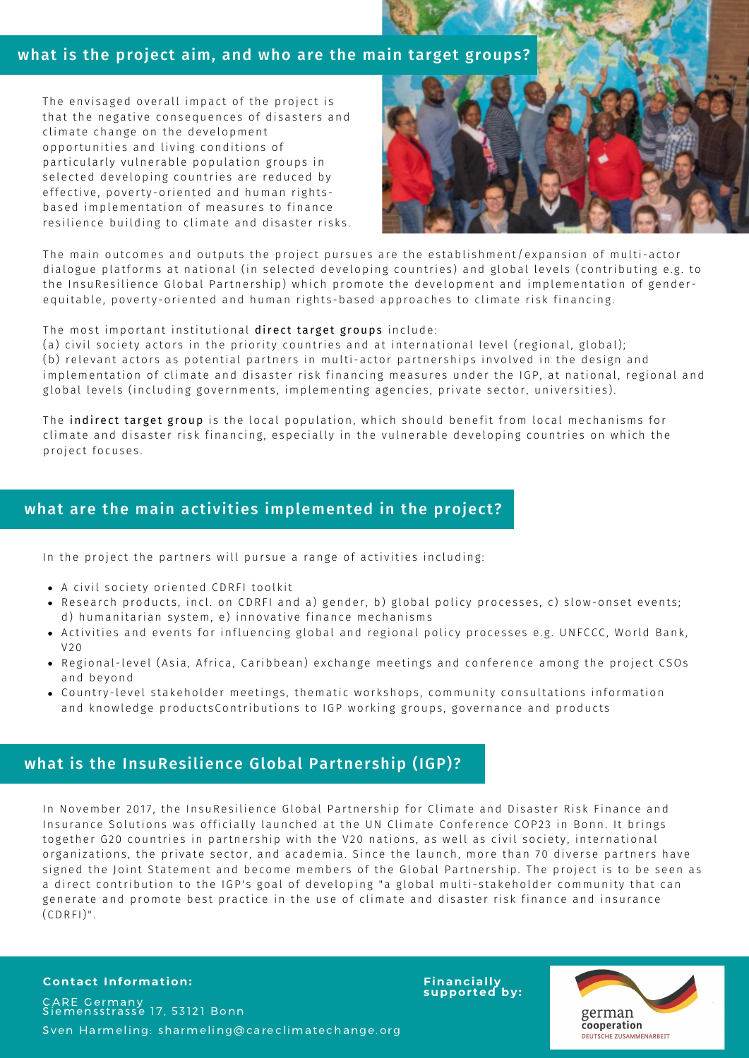## what is the project aim, and who are the main target groups?

The envisaged overall impact of the project is that the negative consequences of disasters and climate change on the development opportunities and living conditions of particularly vulnerable population groups in selected developing countries are reduced by effective, poverty-oriented and human rights-based implementation of measures to finance resilience building to climate and disaster risks.

The main outcomes and outputs the project pursues are the establishment/expansion of multi-actor dialogue platforms at national (in selected developing countries) and global levels (contributing e.g. to the InsuResilience Global Partnership) which promote the development and implementation of gender-equitable, poverty-oriented and human rights-based approaches to climate risk financing.

The most important institutional **direct target groups** include:
(a) civil society actors in the priority countries and at international level (regional, global);
(b) relevant actors as potential partners in multi-actor partnerships involved in the design and implementation of climate and disaster risk financing measures under the IGP, at national, regional and global levels (including governments, implementing agencies, private sector, universities).

The **indirect target group** is the local population, which should benefit from local mechanisms for climate and disaster risk financing, especially in the vulnerable developing countries on which the project focuses.

## what are the main activities implemented in the project?

In the project the partners will pursue a range of activities including:

- A civil society oriented CDRFI toolkit
- Research products, incl. on CDRFI and a) gender, b) global policy processes, c) slow-onset events; d) humanitarian system, e) innovative finance mechanisms
- Activities and events for influencing global and regional policy processes e.g. UNFCCC, World Bank, V20
- Regional-level (Asia, Africa, Caribbean) exchange meetings and conference among the project CSOs and beyond
- Country-level stakeholder meetings, thematic workshops, community consultations information and knowledge productsContributions to IGP working groups, governance and products

## what is the InsuResilience Global Partnership (IGP)?

In November 2017, the InsuResilience Global Partnership for Climate and Disaster Risk Finance and Insurance Solutions was officially launched at the UN Climate Conference COP23 in Bonn. It brings together G20 countries in partnership with the V20 nations, as well as civil society, international organizations, the private sector, and academia. Since the launch, more than 70 diverse partners have signed the Joint Statement and become members of the Global Partnership. The project is to be seen as a direct contribution to the IGP's goal of developing "a global multi-stakeholder community that can generate and promote best practice in the use of climate and disaster risk finance and insurance (CDRFI)".

**Contact Information:**

CARE Germany
Siemensstrasse 17, 53121 Bonn
Sven Harmeling: sharmeling@careclimatechange.org

**Financially supported by:**

german cooperation
DEUTSCHE ZUSAMMENARBEIT